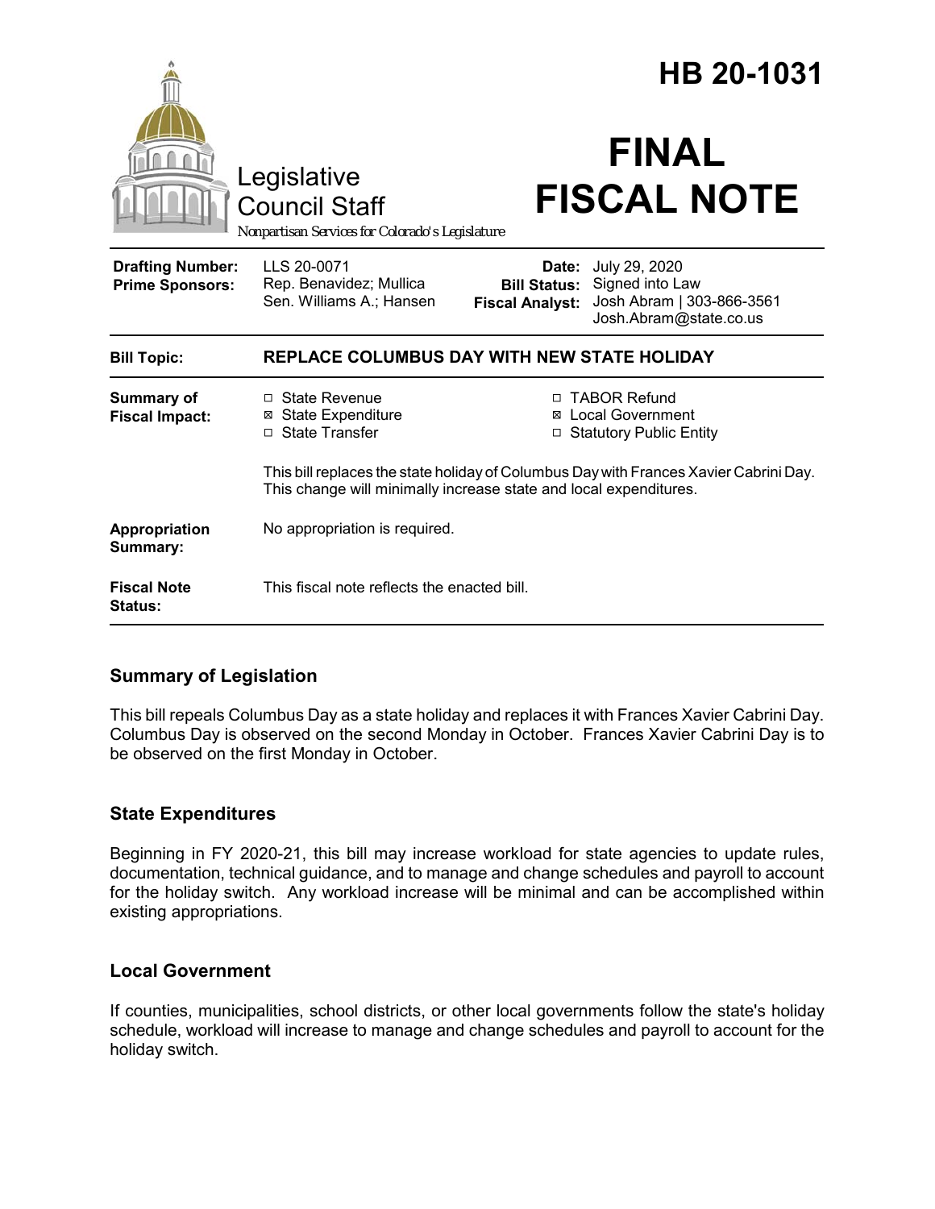# HB 20-1031

Legislative Council Staff

*Nonpartisan Services for Colorado's Legislature*

# FINAL FISCAL NOTE

| | | | |
|---|---|---|---|
| **Drafting Number:** | LLS 20-0071 | **Date:** | July 29, 2020 |
| **Prime Sponsors:** | Rep. Benavidez; Mullica<br>Sen. Williams A.; Hansen | **Bill Status:** | Signed into Law |
| | | **Fiscal Analyst:** | Josh Abram \| 303-866-3561<br>Josh.Abram@state.co.us |

| | |
|---|---|
| **Bill Topic:** | **REPLACE COLUMBUS DAY WITH NEW STATE HOLIDAY** |
| **Summary of Fiscal Impact:** | ☐ State Revenue<br>☒ State Expenditure<br>☐ State Transfer<br>☐ TABOR Refund<br>☒ Local Government<br>☐ Statutory Public Entity<br><br>This bill replaces the state holiday of Columbus Day with Frances Xavier Cabrini Day. This change will minimally increase state and local expenditures. |
| **Appropriation Summary:** | No appropriation is required. |
| **Fiscal Note Status:** | This fiscal note reflects the enacted bill. |

## Summary of Legislation

This bill repeals Columbus Day as a state holiday and replaces it with Frances Xavier Cabrini Day. Columbus Day is observed on the second Monday in October. Frances Xavier Cabrini Day is to be observed on the first Monday in October.

## State Expenditures

Beginning in FY 2020-21, this bill may increase workload for state agencies to update rules, documentation, technical guidance, and to manage and change schedules and payroll to account for the holiday switch. Any workload increase will be minimal and can be accomplished within existing appropriations.

## Local Government

If counties, municipalities, school districts, or other local governments follow the state's holiday schedule, workload will increase to manage and change schedules and payroll to account for the holiday switch.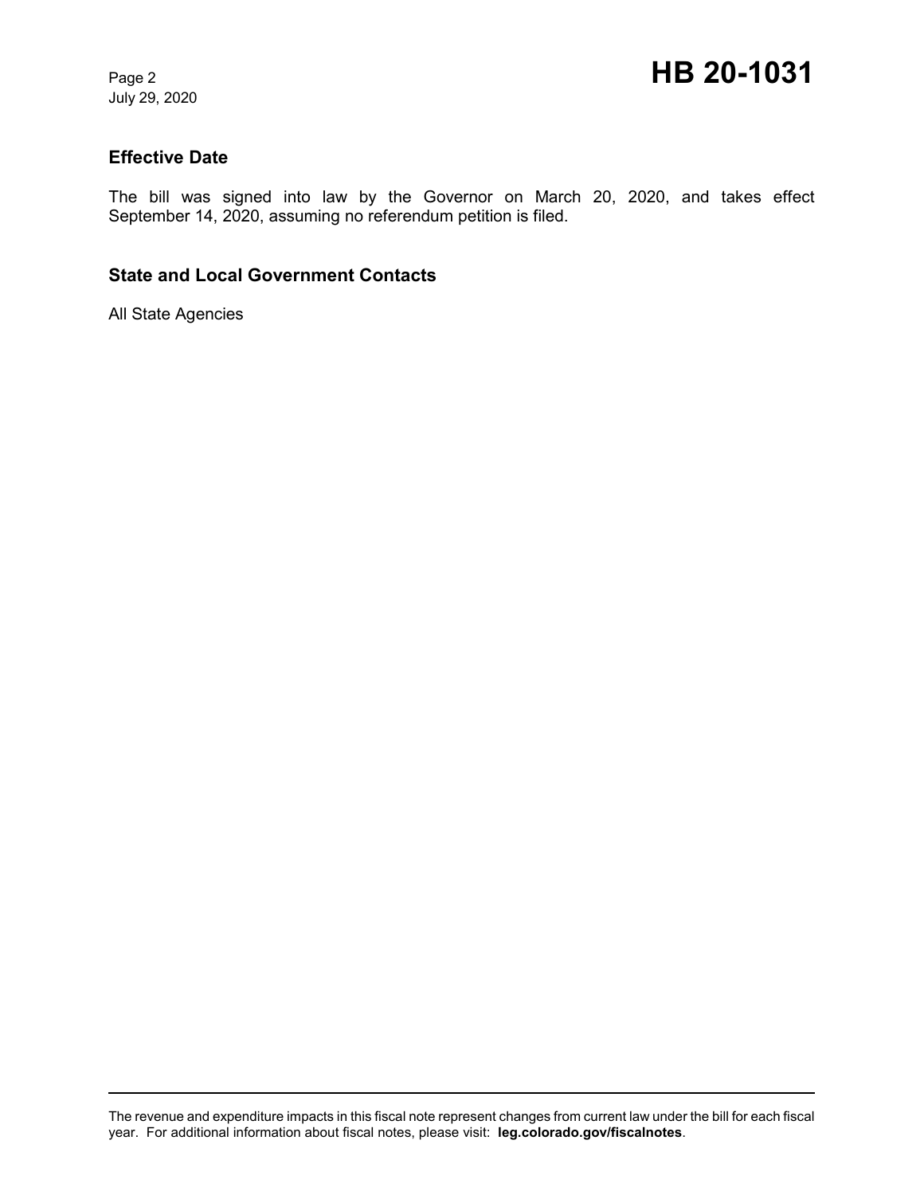## Effective Date

The bill was signed into law by the Governor on March 20, 2020, and takes effect September 14, 2020, assuming no referendum petition is filed.

## State and Local Government Contacts

All State Agencies

The revenue and expenditure impacts in this fiscal note represent changes from current law under the bill for each fiscal year. For additional information about fiscal notes, please visit: **leg.colorado.gov/fiscalnotes**.